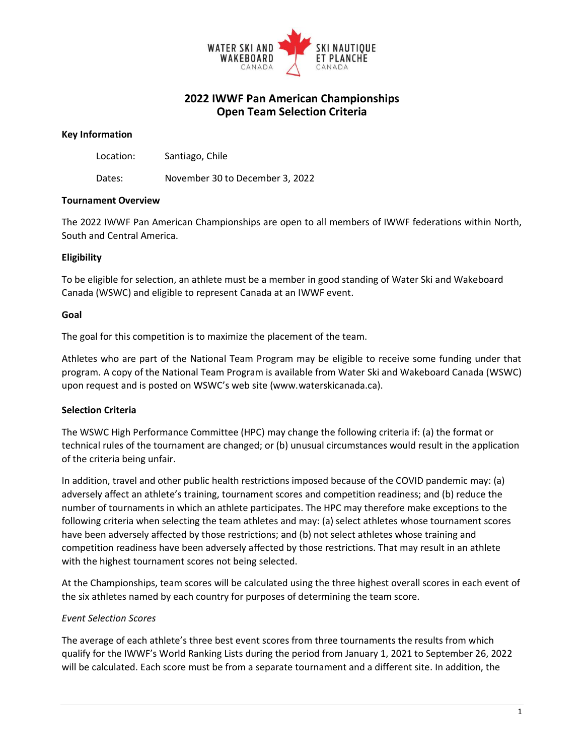# 2022 IWWF Pan American Championships
# Open Team Selection Criteria

**Key Information**

Location: Santiago, Chile

Dates: November 30 to December 3, 2022

**Tournament Overview**

The 2022 IWWF Pan American Championships are open to all members of IWWF federations within North, South and Central America.

**Eligibility**

To be eligible for selection, an athlete must be a member in good standing of Water Ski and Wakeboard Canada (WSWC) and eligible to represent Canada at an IWWF event.

**Goal**

The goal for this competition is to maximize the placement of the team.

Athletes who are part of the National Team Program may be eligible to receive some funding under that program. A copy of the National Team Program is available from Water Ski and Wakeboard Canada (WSWC) upon request and is posted on WSWC's web site (www.waterskicanada.ca).

**Selection Criteria**

The WSWC High Performance Committee (HPC) may change the following criteria if: (a) the format or technical rules of the tournament are changed; or (b) unusual circumstances would result in the application of the criteria being unfair.

In addition, travel and other public health restrictions imposed because of the COVID pandemic may: (a) adversely affect an athlete's training, tournament scores and competition readiness; and (b) reduce the number of tournaments in which an athlete participates. The HPC may therefore make exceptions to the following criteria when selecting the team athletes and may: (a) select athletes whose tournament scores have been adversely affected by those restrictions; and (b) not select athletes whose training and competition readiness have been adversely affected by those restrictions. That may result in an athlete with the highest tournament scores not being selected.

At the Championships, team scores will be calculated using the three highest overall scores in each event of the six athletes named by each country for purposes of determining the team score.

*Event Selection Scores*

The average of each athlete's three best event scores from three tournaments the results from which qualify for the IWWF's World Ranking Lists during the period from January 1, 2021 to September 26, 2022 will be calculated. Each score must be from a separate tournament and a different site. In addition, the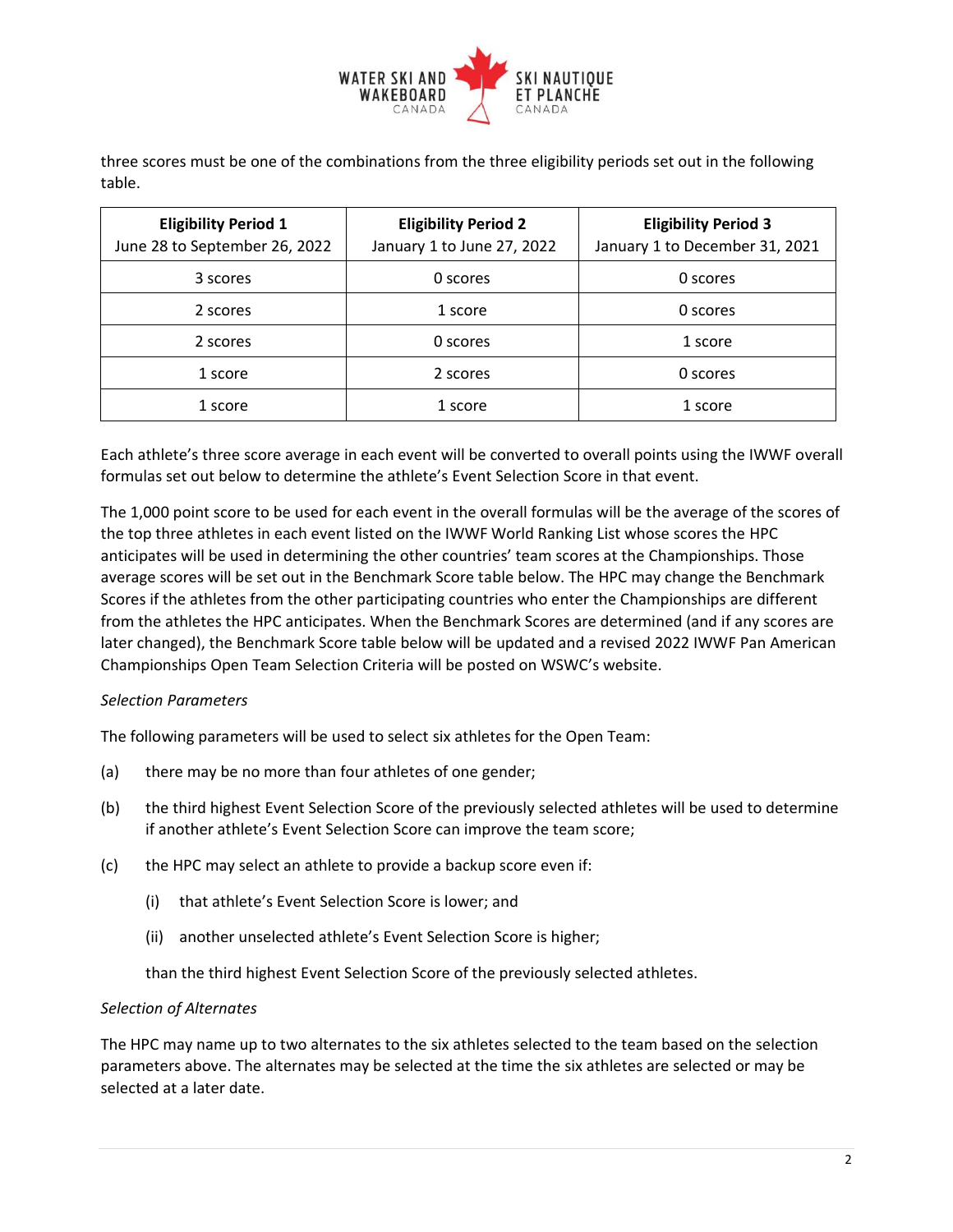three scores must be one of the combinations from the three eligibility periods set out in the following table.

| **Eligibility Period 1** June 28 to September 26, 2022 | **Eligibility Period 2** January 1 to June 27, 2022 | **Eligibility Period 3** January 1 to December 31, 2021 |
|---|---|---|
| 3 scores | 0 scores | 0 scores |
| 2 scores | 1 score | 0 scores |
| 2 scores | 0 scores | 1 score |
| 1 score | 2 scores | 0 scores |
| 1 score | 1 score | 1 score |

Each athlete's three score average in each event will be converted to overall points using the IWWF overall formulas set out below to determine the athlete's Event Selection Score in that event.

The 1,000 point score to be used for each event in the overall formulas will be the average of the scores of the top three athletes in each event listed on the IWWF World Ranking List whose scores the HPC anticipates will be used in determining the other countries' team scores at the Championships. Those average scores will be set out in the Benchmark Score table below. The HPC may change the Benchmark Scores if the athletes from the other participating countries who enter the Championships are different from the athletes the HPC anticipates. When the Benchmark Scores are determined (and if any scores are later changed), the Benchmark Score table below will be updated and a revised 2022 IWWF Pan American Championships Open Team Selection Criteria will be posted on WSWC's website.

*Selection Parameters*

The following parameters will be used to select six athletes for the Open Team:

(a) there may be no more than four athletes of one gender;

(b) the third highest Event Selection Score of the previously selected athletes will be used to determine if another athlete's Event Selection Score can improve the team score;

(c) the HPC may select an athlete to provide a backup score even if:

  (i) that athlete's Event Selection Score is lower; and

  (ii) another unselected athlete's Event Selection Score is higher;

  than the third highest Event Selection Score of the previously selected athletes.

*Selection of Alternates*

The HPC may name up to two alternates to the six athletes selected to the team based on the selection parameters above. The alternates may be selected at the time the six athletes are selected or may be selected at a later date.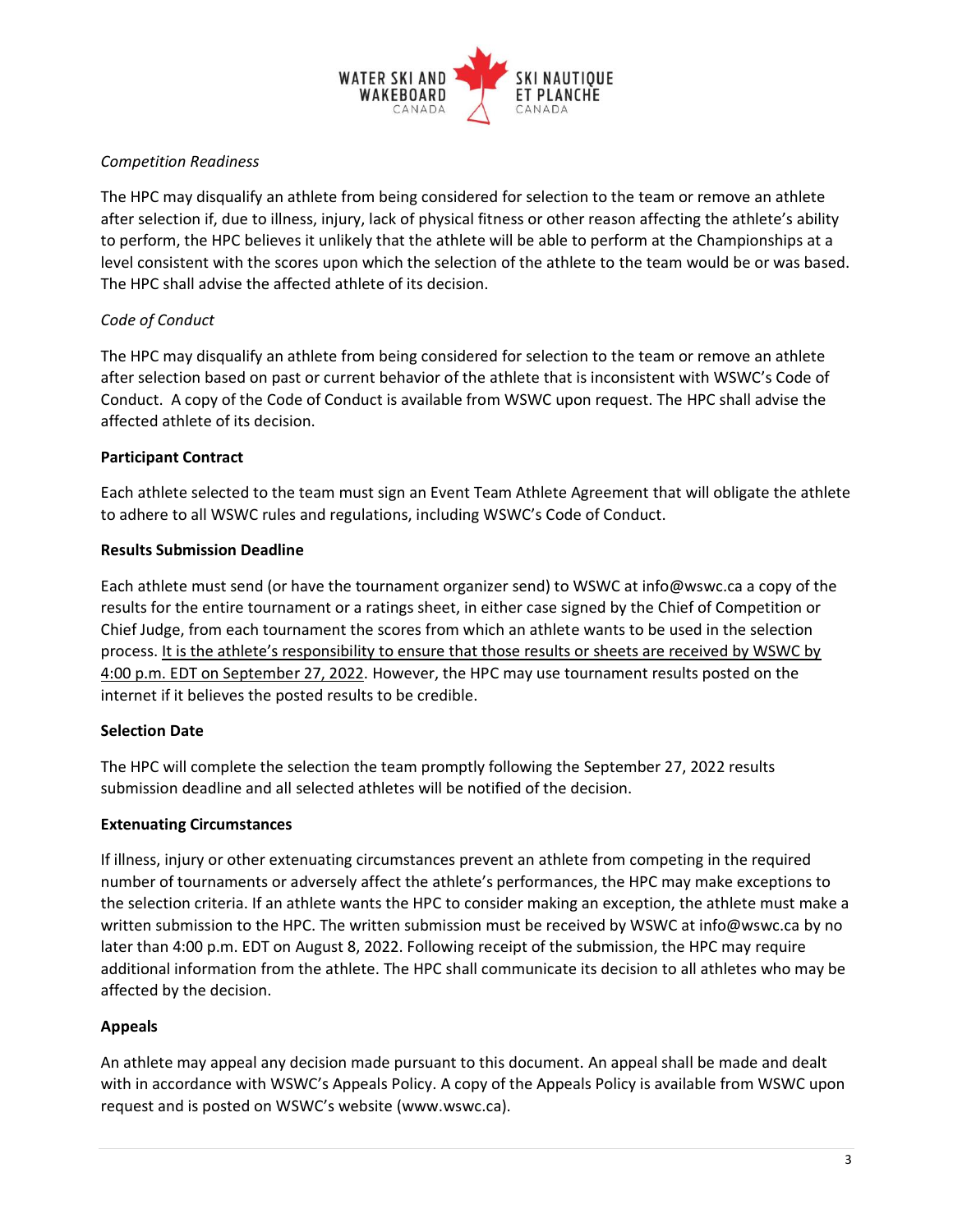*Competition Readiness*

The HPC may disqualify an athlete from being considered for selection to the team or remove an athlete after selection if, due to illness, injury, lack of physical fitness or other reason affecting the athlete's ability to perform, the HPC believes it unlikely that the athlete will be able to perform at the Championships at a level consistent with the scores upon which the selection of the athlete to the team would be or was based. The HPC shall advise the affected athlete of its decision.

*Code of Conduct*

The HPC may disqualify an athlete from being considered for selection to the team or remove an athlete after selection based on past or current behavior of the athlete that is inconsistent with WSWC's Code of Conduct. A copy of the Code of Conduct is available from WSWC upon request. The HPC shall advise the affected athlete of its decision.

**Participant Contract**

Each athlete selected to the team must sign an Event Team Athlete Agreement that will obligate the athlete to adhere to all WSWC rules and regulations, including WSWC's Code of Conduct.

**Results Submission Deadline**

Each athlete must send (or have the tournament organizer send) to WSWC at info@wswc.ca a copy of the results for the entire tournament or a ratings sheet, in either case signed by the Chief of Competition or Chief Judge, from each tournament the scores from which an athlete wants to be used in the selection process. <u>It is the athlete's responsibility to ensure that those results or sheets are received by WSWC by 4:00 p.m. EDT on September 27, 2022</u>. However, the HPC may use tournament results posted on the internet if it believes the posted results to be credible.

**Selection Date**

The HPC will complete the selection the team promptly following the September 27, 2022 results submission deadline and all selected athletes will be notified of the decision.

**Extenuating Circumstances**

If illness, injury or other extenuating circumstances prevent an athlete from competing in the required number of tournaments or adversely affect the athlete's performances, the HPC may make exceptions to the selection criteria. If an athlete wants the HPC to consider making an exception, the athlete must make a written submission to the HPC. The written submission must be received by WSWC at info@wswc.ca by no later than 4:00 p.m. EDT on August 8, 2022. Following receipt of the submission, the HPC may require additional information from the athlete. The HPC shall communicate its decision to all athletes who may be affected by the decision.

**Appeals**

An athlete may appeal any decision made pursuant to this document. An appeal shall be made and dealt with in accordance with WSWC's Appeals Policy. A copy of the Appeals Policy is available from WSWC upon request and is posted on WSWC's website (www.wswc.ca).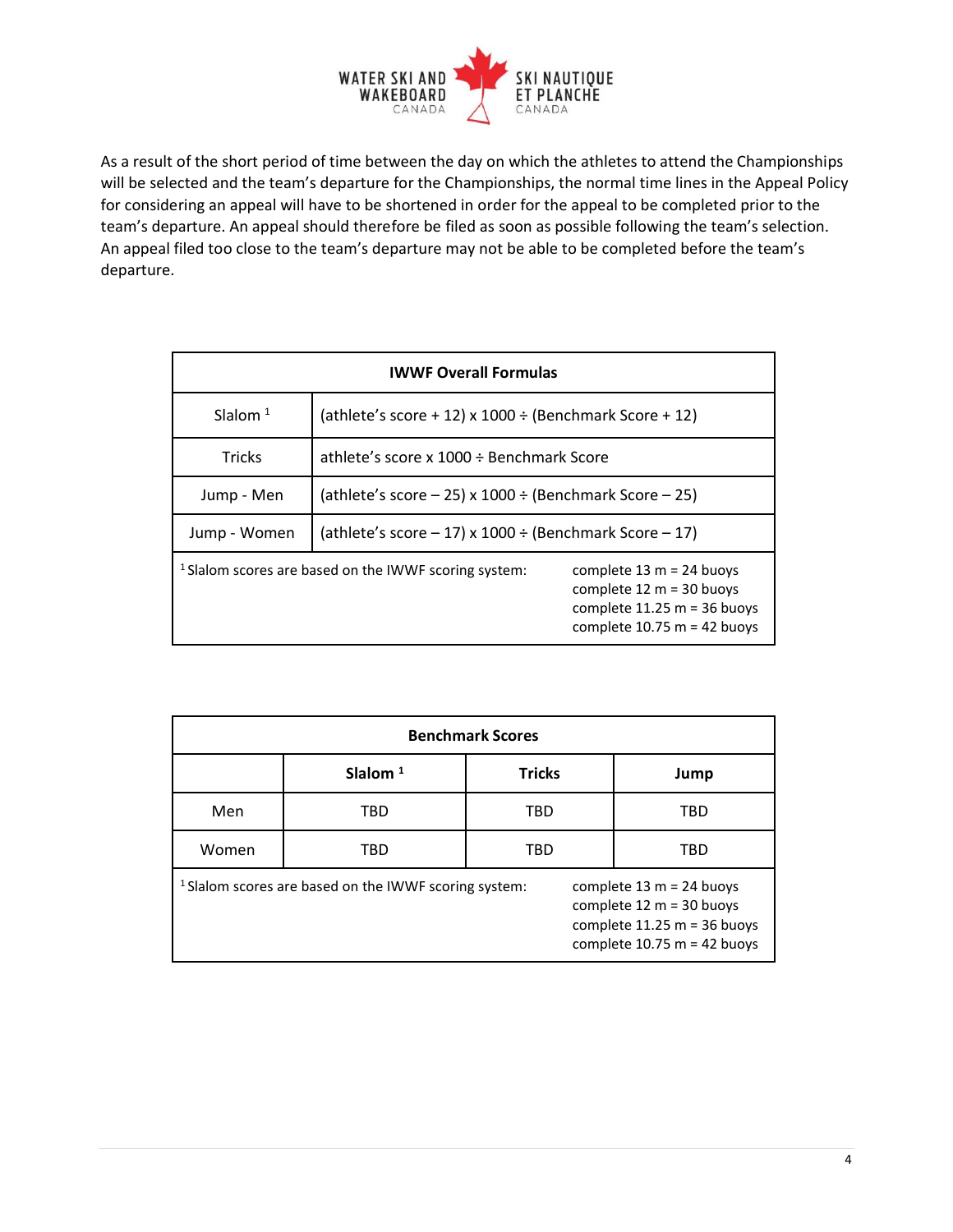As a result of the short period of time between the day on which the athletes to attend the Championships will be selected and the team's departure for the Championships, the normal time lines in the Appeal Policy for considering an appeal will have to be shortened in order for the appeal to be completed prior to the team's departure. An appeal should therefore be filed as soon as possible following the team's selection. An appeal filed too close to the team's departure may not be able to be completed before the team's departure.

| **IWWF Overall Formulas** | |
|---|---|
| Slalom [1] | (athlete's score + 12) x 1000 ÷ (Benchmark Score + 12) |
| Tricks | athlete's score x 1000 ÷ Benchmark Score |
| Jump - Men | (athlete's score – 25) x 1000 ÷ (Benchmark Score – 25) |
| Jump - Women | (athlete's score – 17) x 1000 ÷ (Benchmark Score – 17) |
| [1] Slalom scores are based on the IWWF scoring system: | complete 13 m = 24 buoys<br>complete 12 m = 30 buoys<br>complete 11.25 m = 36 buoys<br>complete 10.75 m = 42 buoys |

| **Benchmark Scores** | | | |
|---|---|---|---|
| | **Slalom [1]** | **Tricks** | **Jump** |
| Men | TBD | TBD | TBD |
| Women | TBD | TBD | TBD |
| [1] Slalom scores are based on the IWWF scoring system: | | | complete 13 m = 24 buoys<br>complete 12 m = 30 buoys<br>complete 11.25 m = 36 buoys<br>complete 10.75 m = 42 buoys |